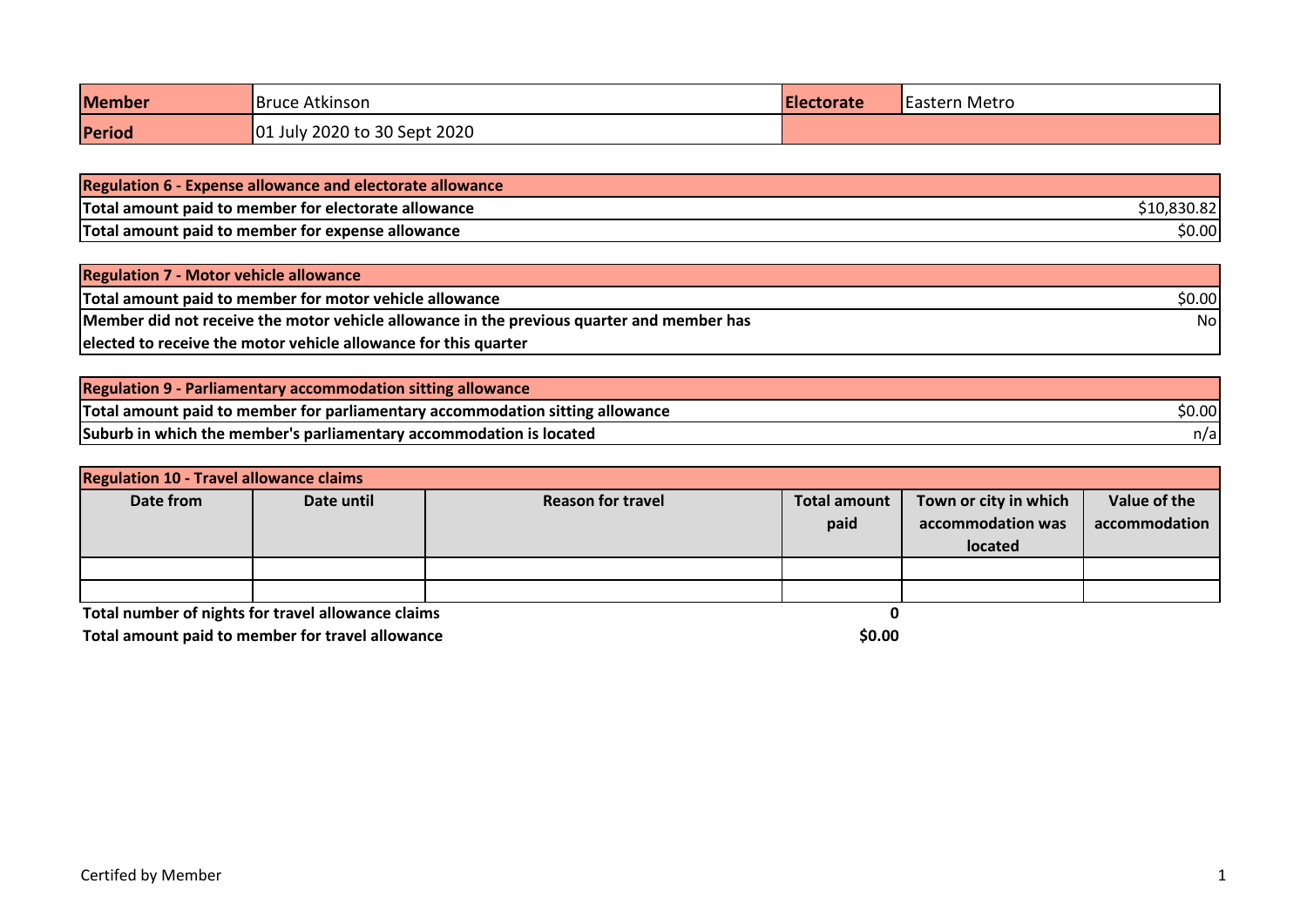| Member | Bruce Atkinson | Electorate | Eastern Metro |
|---|---|---|---|
| Period | 01 July 2020 to 30 Sept 2020 | | |

| Regulation 6 - Expense allowance and electorate allowance | |
|---|---|
| Total amount paid to member for electorate allowance | $10,830.82 |
| Total amount paid to member for expense allowance | $0.00 |

| Regulation 7 - Motor vehicle allowance | |
|---|---|
| Total amount paid to member for motor vehicle allowance | $0.00 |
| Member did not receive the motor vehicle allowance in the previous quarter and member has elected to receive the motor vehicle allowance for this quarter | No |

| Regulation 9 - Parliamentary accommodation sitting allowance | |
|---|---|
| Total amount paid to member for parliamentary accommodation sitting allowance | $0.00 |
| Suburb in which the member's parliamentary accommodation is located | n/a |

**Regulation 10 - Travel allowance claims**

| Date from | Date until | Reason for travel | Total amount paid | Town or city in which accommodation was located | Value of the accommodation |
|---|---|---|---|---|---|
| | | | | | |
| | | | | | |

**Total number of nights for travel allowance claims** **0**

**Total amount paid to member for travel allowance** **$0.00**

Certifed by Member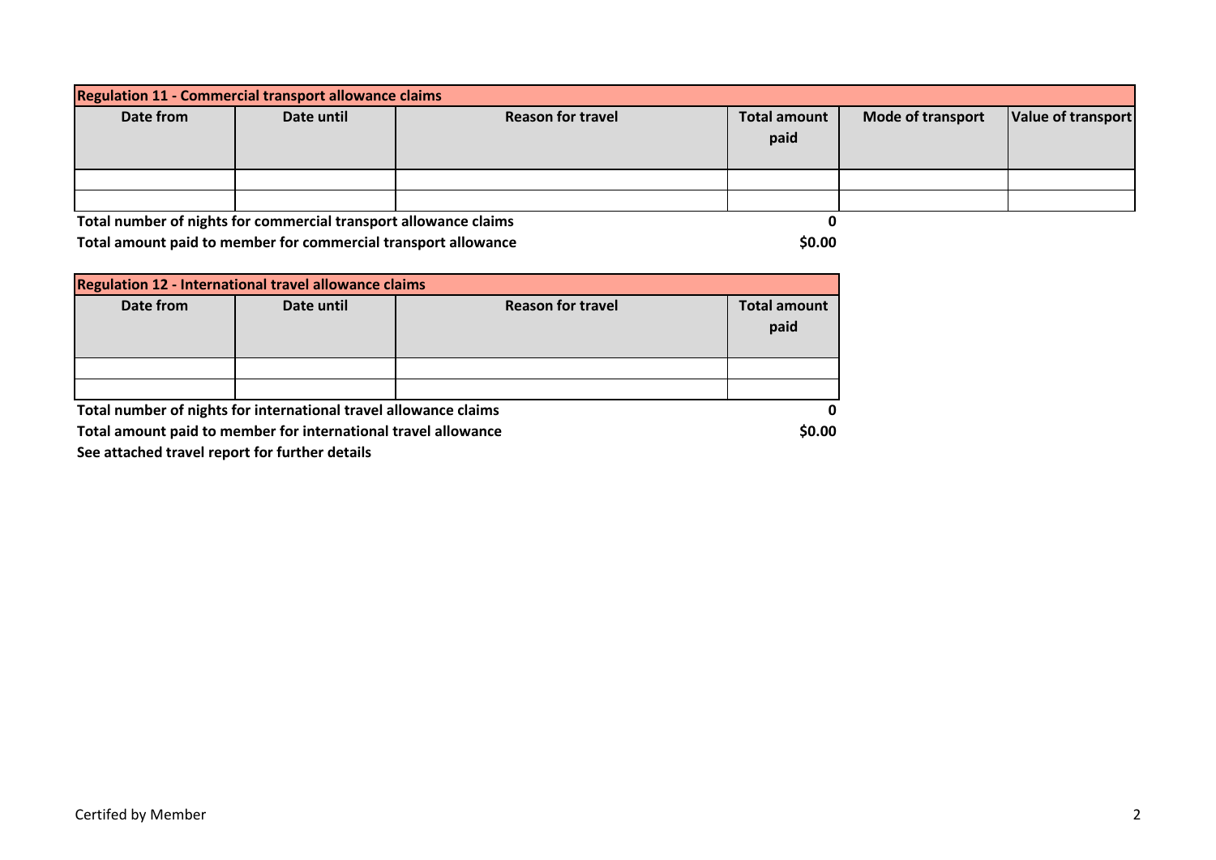| Regulation 11 - Commercial transport allowance claims | | | | | |
|---|---|---|---|---|---|
| **Date from** | **Date until** | **Reason for travel** | **Total amount paid** | **Mode of transport** | **Value of transport** |
| | | | | | |
| | | | | | |

**Total number of nights for commercial transport allowance claims** **0**

**Total amount paid to member for commercial transport allowance** **$0.00**

| Regulation 12 - International travel allowance claims | | | |
|---|---|---|---|
| **Date from** | **Date until** | **Reason for travel** | **Total amount paid** |
| | | | |
| | | | |

**Total number of nights for international travel allowance claims** **0**

**Total amount paid to member for international travel allowance** **$0.00**

**See attached travel report for further details**

Certifed by Member